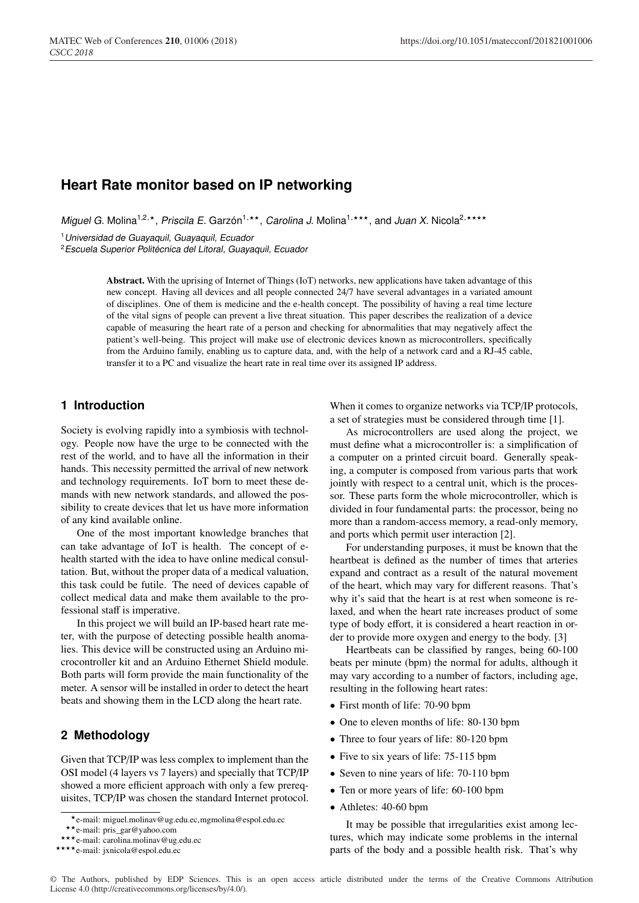# Heart Rate monitor based on IP networking

*Miguel G.* Molina[1,2,⋆], *Priscila E.* Garzón[1,⋆⋆], *Carolina J.* Molina[1,⋆⋆⋆], and *Juan X.* Nicola[2,⋆⋆⋆⋆]

[1]*Universidad de Guayaquil, Guayaquil, Ecuador*

[2]*Escuela Superior Politécnica del Litoral, Guayaquil, Ecuador*

**Abstract.** With the uprising of Internet of Things (IoT) networks, new applications have taken advantage of this new concept. Having all devices and all people connected 24/7 have several advantages in a variated amount of disciplines. One of them is medicine and the e-health concept. The possibility of having a real time lecture of the vital signs of people can prevent a live threat situation. This paper describes the realization of a device capable of measuring the heart rate of a person and checking for abnormalities that may negatively affect the patient's well-being. This project will make use of electronic devices known as microcontrollers, specifically from the Arduino family, enabling us to capture data, and, with the help of a network card and a RJ-45 cable, transfer it to a PC and visualize the heart rate in real time over its assigned IP address.

## 1 Introduction

Society is evolving rapidly into a symbiosis with technology. People now have the urge to be connected with the rest of the world, and to have all the information in their hands. This necessity permitted the arrival of new network and technology requirements. IoT born to meet these demands with new network standards, and allowed the possibility to create devices that let us have more information of any kind available online.

One of the most important knowledge branches that can take advantage of IoT is health. The concept of e-health started with the idea to have online medical consultation. But, without the proper data of a medical valuation, this task could be futile. The need of devices capable of collect medical data and make them available to the professional staff is imperative.

In this project we will build an IP-based heart rate meter, with the purpose of detecting possible health anomalies. This device will be constructed using an Arduino microcontroller kit and an Arduino Ethernet Shield module. Both parts will form provide the main functionality of the meter. A sensor will be installed in order to detect the heart beats and showing them in the LCD along the heart rate.

## 2 Methodology

Given that TCP/IP was less complex to implement than the OSI model (4 layers vs 7 layers) and specially that TCP/IP showed a more efficient approach with only a few prerequisites, TCP/IP was chosen the standard Internet protocol. When it comes to organize networks via TCP/IP protocols, a set of strategies must be considered through time [1].

As microcontrollers are used along the project, we must define what a microcontroller is: a simplification of a computer on a printed circuit board. Generally speaking, a computer is composed from various parts that work jointly with respect to a central unit, which is the processor. These parts form the whole microcontroller, which is divided in four fundamental parts: the processor, being no more than a random-access memory, a read-only memory, and ports which permit user interaction [2].

For understanding purposes, it must be known that the heartbeat is defined as the number of times that arteries expand and contract as a result of the natural movement of the heart, which may vary for different reasons. That's why it's said that the heart is at rest when someone is relaxed, and when the heart rate increases product of some type of body effort, it is considered a heart reaction in order to provide more oxygen and energy to the body. [3]

Heartbeats can be classified by ranges, being 60-100 beats per minute (bpm) the normal for adults, although it may vary according to a number of factors, including age, resulting in the following heart rates:

- First month of life: 70-90 bpm
- One to eleven months of life: 80-130 bpm
- Three to four years of life: 80-120 bpm
- Five to six years of life: 75-115 bpm
- Seven to nine years of life: 70-110 bpm
- Ten or more years of life: 60-100 bpm
- Athletes: 40-60 bpm

It may be possible that irregularities exist among lectures, which may indicate some problems in the internal parts of the body and a possible health risk. That's why

⋆e-mail: miguel.molinav@ug.edu.ec,mgmolina@espol.edu.ec

⋆⋆e-mail: pris_gar@yahoo.com

⋆⋆⋆e-mail: carolina.molinav@ug.edu.ec

⋆⋆⋆⋆e-mail: jxnicola@espol.edu.ec

© The Authors, published by EDP Sciences. This is an open access article distributed under the terms of the Creative Commons Attribution License 4.0 (http://creativecommons.org/licenses/by/4.0/).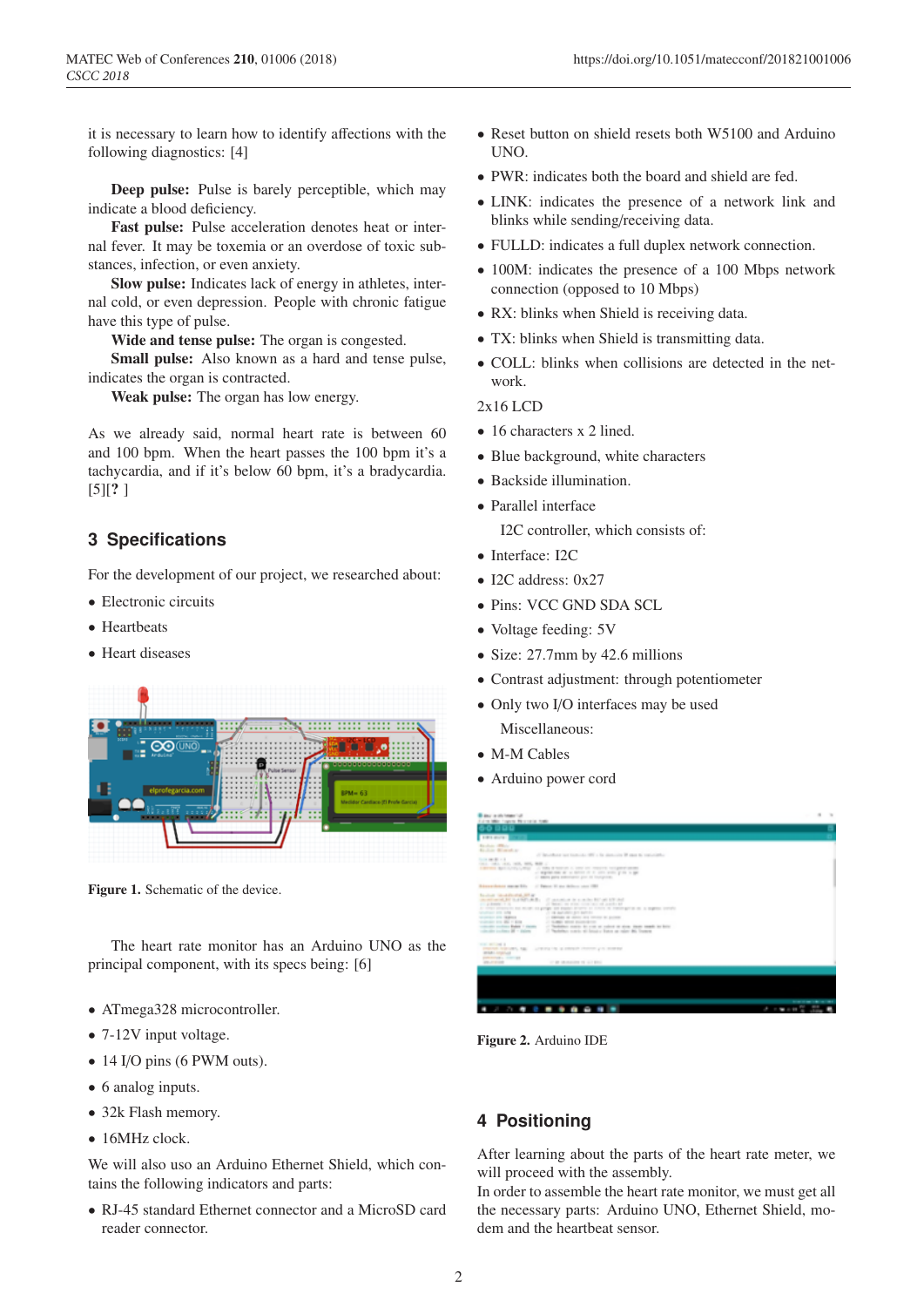it is necessary to learn how to identify affections with the following diagnostics: [4]

**Deep pulse:** Pulse is barely perceptible, which may indicate a blood deficiency.

**Fast pulse:** Pulse acceleration denotes heat or internal fever. It may be toxemia or an overdose of toxic substances, infection, or even anxiety.

**Slow pulse:** Indicates lack of energy in athletes, internal cold, or even depression. People with chronic fatigue have this type of pulse.

**Wide and tense pulse:** The organ is congested.

**Small pulse:** Also known as a hard and tense pulse, indicates the organ is contracted.

**Weak pulse:** The organ has low energy.

As we already said, normal heart rate is between 60 and 100 bpm. When the heart passes the 100 bpm it's a tachycardia, and if it's below 60 bpm, it's a bradycardia. [5][**?** ]

## 3 Specifications

For the development of our project, we researched about:

- Electronic circuits
- Heartbeats
- Heart diseases

**Figure 1.** Schematic of the device.

The heart rate monitor has an Arduino UNO as the principal component, with its specs being: [6]

- ATmega328 microcontroller.
- 7-12V input voltage.
- 14 I/O pins (6 PWM outs).
- 6 analog inputs.
- 32k Flash memory.
- 16MHz clock.

We will also uso an Arduino Ethernet Shield, which contains the following indicators and parts:

- RJ-45 standard Ethernet connector and a MicroSD card reader connector.
- Reset button on shield resets both W5100 and Arduino UNO.
- PWR: indicates both the board and shield are fed.
- LINK: indicates the presence of a network link and blinks while sending/receiving data.
- FULLD: indicates a full duplex network connection.
- 100M: indicates the presence of a 100 Mbps network connection (opposed to 10 Mbps)
- RX: blinks when Shield is receiving data.
- TX: blinks when Shield is transmitting data.
- COLL: blinks when collisions are detected in the network.

2x16 LCD

- 16 characters x 2 lined.
- Blue background, white characters
- Backside illumination.
- Parallel interface

I2C controller, which consists of:

- Interface: I2C
- I2C address: 0x27
- Pins: VCC GND SDA SCL
- Voltage feeding: 5V
- Size: 27.7mm by 42.6 millions
- Contrast adjustment: through potentiometer
- Only two I/O interfaces may be used

Miscellaneous:

- M-M Cables
- Arduino power cord

**Figure 2.** Arduino IDE

## 4 Positioning

After learning about the parts of the heart rate meter, we will proceed with the assembly.
In order to assemble the heart rate monitor, we must get all the necessary parts: Arduino UNO, Ethernet Shield, modem and the heartbeat sensor.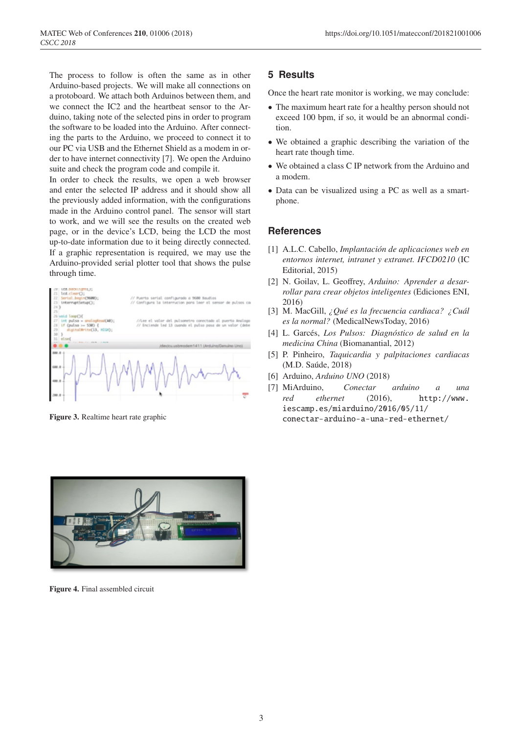The process to follow is often the same as in other Arduino-based projects. We will make all connections on a protoboard. We attach both Arduinos between them, and we connect the IC2 and the heartbeat sensor to the Arduino, taking note of the selected pins in order to program the software to be loaded into the Arduino. After connecting the parts to the Arduino, we proceed to connect it to our PC via USB and the Ethernet Shield as a modem in order to have internet connectivity [7]. We open the Arduino suite and check the program code and compile it.

In order to check the results, we open a web browser and enter the selected IP address and it should show all the previously added information, with the configurations made in the Arduino control panel. The sensor will start to work, and we will see the results on the created web page, or in the device's LCD, being the LCD the most up-to-date information due to it being directly connected. If a graphic representation is required, we may use the Arduino-provided serial plotter tool that shows the pulse through time.

**Figure 3.** Realtime heart rate graphic

**Figure 4.** Final assembled circuit

## 5 Results

Once the heart rate monitor is working, we may conclude:

- The maximum heart rate for a healthy person should not exceed 100 bpm, if so, it would be an abnormal condition.
- We obtained a graphic describing the variation of the heart rate though time.
- We obtained a class C IP network from the Arduino and a modem.
- Data can be visualized using a PC as well as a smartphone.

## References

[1] A.L.C. Cabello, *Implantación de aplicaciones web en entornos internet, intranet y extranet. IFCD0210* (IC Editorial, 2015)

[2] N. Goilav, L. Geoffrey, *Arduino: Aprender a desarrollar para crear objetos inteligentes* (Ediciones ENI, 2016)

[3] M. MacGill, *¿Qué es la frecuencia cardiaca? ¿Cuál es la normal?* (MedicalNewsToday, 2016)

[4] L. Garcés, *Los Pulsos: Diagnóstico de salud en la medicina China* (Biomanantial, 2012)

[5] P. Pinheiro, *Taquicardia y palpitaciones cardiacas* (M.D. Saúde, 2018)

[6] Arduino, *Arduino UNO* (2018)

[7] MiArduino, *Conectar arduino a una red ethernet* (2016), http://www.iescamp.es/miarduino/2016/05/11/conectar-arduino-a-una-red-ethernet/